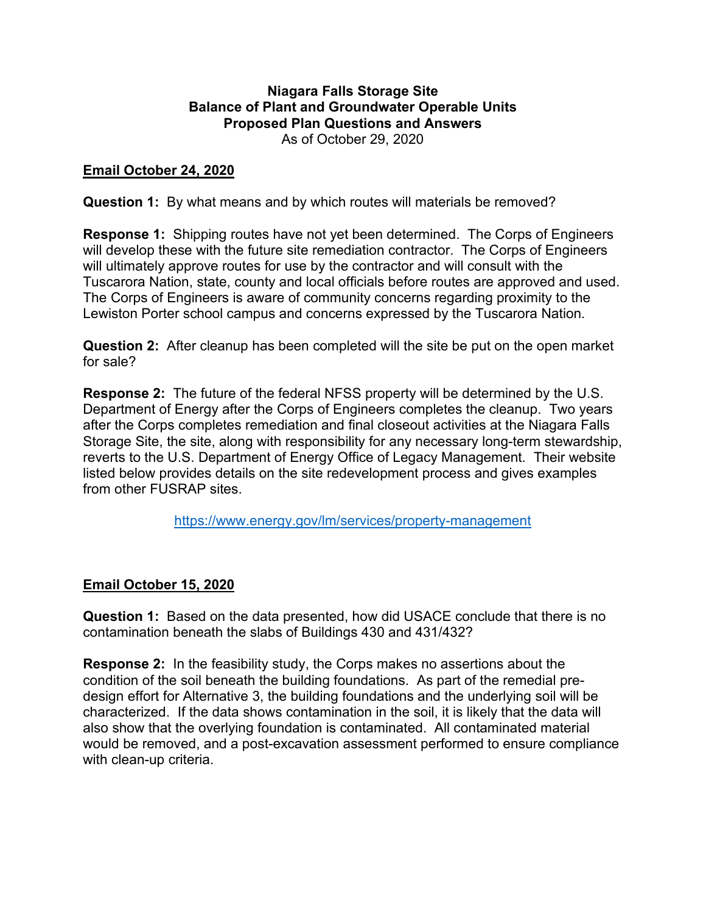# Niagara Falls Storage Site
## Balance of Plant and Groundwater Operable Units
## Proposed Plan Questions and Answers

As of October 29, 2020

**Email October 24, 2020**

**Question 1:** By what means and by which routes will materials be removed?

**Response 1:** Shipping routes have not yet been determined. The Corps of Engineers will develop these with the future site remediation contractor. The Corps of Engineers will ultimately approve routes for use by the contractor and will consult with the Tuscarora Nation, state, county and local officials before routes are approved and used. The Corps of Engineers is aware of community concerns regarding proximity to the Lewiston Porter school campus and concerns expressed by the Tuscarora Nation.

**Question 2:** After cleanup has been completed will the site be put on the open market for sale?

**Response 2:** The future of the federal NFSS property will be determined by the U.S. Department of Energy after the Corps of Engineers completes the cleanup. Two years after the Corps completes remediation and final closeout activities at the Niagara Falls Storage Site, the site, along with responsibility for any necessary long-term stewardship, reverts to the U.S. Department of Energy Office of Legacy Management. Their website listed below provides details on the site redevelopment process and gives examples from other FUSRAP sites.

https://www.energy.gov/lm/services/property-management

**Email October 15, 2020**

**Question 1:** Based on the data presented, how did USACE conclude that there is no contamination beneath the slabs of Buildings 430 and 431/432?

**Response 2:** In the feasibility study, the Corps makes no assertions about the condition of the soil beneath the building foundations. As part of the remedial pre-design effort for Alternative 3, the building foundations and the underlying soil will be characterized. If the data shows contamination in the soil, it is likely that the data will also show that the overlying foundation is contaminated. All contaminated material would be removed, and a post-excavation assessment performed to ensure compliance with clean-up criteria.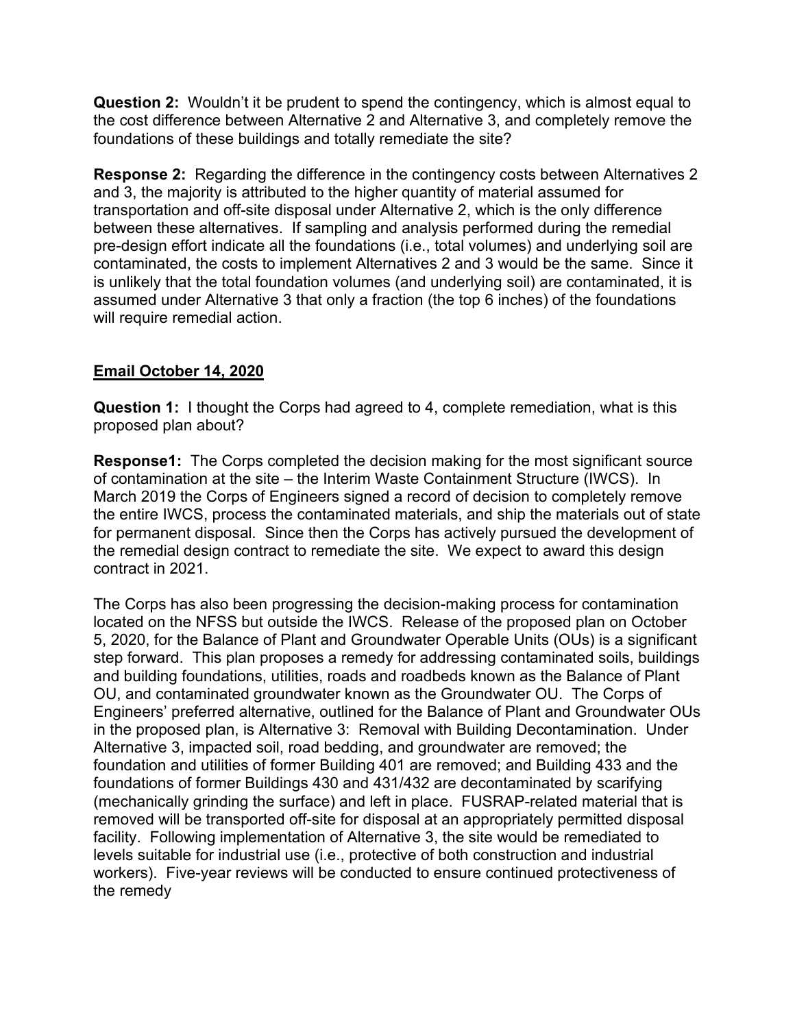**Question 2:** Wouldn't it be prudent to spend the contingency, which is almost equal to the cost difference between Alternative 2 and Alternative 3, and completely remove the foundations of these buildings and totally remediate the site?

**Response 2:** Regarding the difference in the contingency costs between Alternatives 2 and 3, the majority is attributed to the higher quantity of material assumed for transportation and off-site disposal under Alternative 2, which is the only difference between these alternatives. If sampling and analysis performed during the remedial pre-design effort indicate all the foundations (i.e., total volumes) and underlying soil are contaminated, the costs to implement Alternatives 2 and 3 would be the same. Since it is unlikely that the total foundation volumes (and underlying soil) are contaminated, it is assumed under Alternative 3 that only a fraction (the top 6 inches) of the foundations will require remedial action.

## Email October 14, 2020

**Question 1:** I thought the Corps had agreed to 4, complete remediation, what is this proposed plan about?

**Response1:** The Corps completed the decision making for the most significant source of contamination at the site – the Interim Waste Containment Structure (IWCS). In March 2019 the Corps of Engineers signed a record of decision to completely remove the entire IWCS, process the contaminated materials, and ship the materials out of state for permanent disposal. Since then the Corps has actively pursued the development of the remedial design contract to remediate the site. We expect to award this design contract in 2021.

The Corps has also been progressing the decision-making process for contamination located on the NFSS but outside the IWCS. Release of the proposed plan on October 5, 2020, for the Balance of Plant and Groundwater Operable Units (OUs) is a significant step forward. This plan proposes a remedy for addressing contaminated soils, buildings and building foundations, utilities, roads and roadbeds known as the Balance of Plant OU, and contaminated groundwater known as the Groundwater OU. The Corps of Engineers' preferred alternative, outlined for the Balance of Plant and Groundwater OUs in the proposed plan, is Alternative 3: Removal with Building Decontamination. Under Alternative 3, impacted soil, road bedding, and groundwater are removed; the foundation and utilities of former Building 401 are removed; and Building 433 and the foundations of former Buildings 430 and 431/432 are decontaminated by scarifying (mechanically grinding the surface) and left in place. FUSRAP-related material that is removed will be transported off-site for disposal at an appropriately permitted disposal facility. Following implementation of Alternative 3, the site would be remediated to levels suitable for industrial use (i.e., protective of both construction and industrial workers). Five-year reviews will be conducted to ensure continued protectiveness of the remedy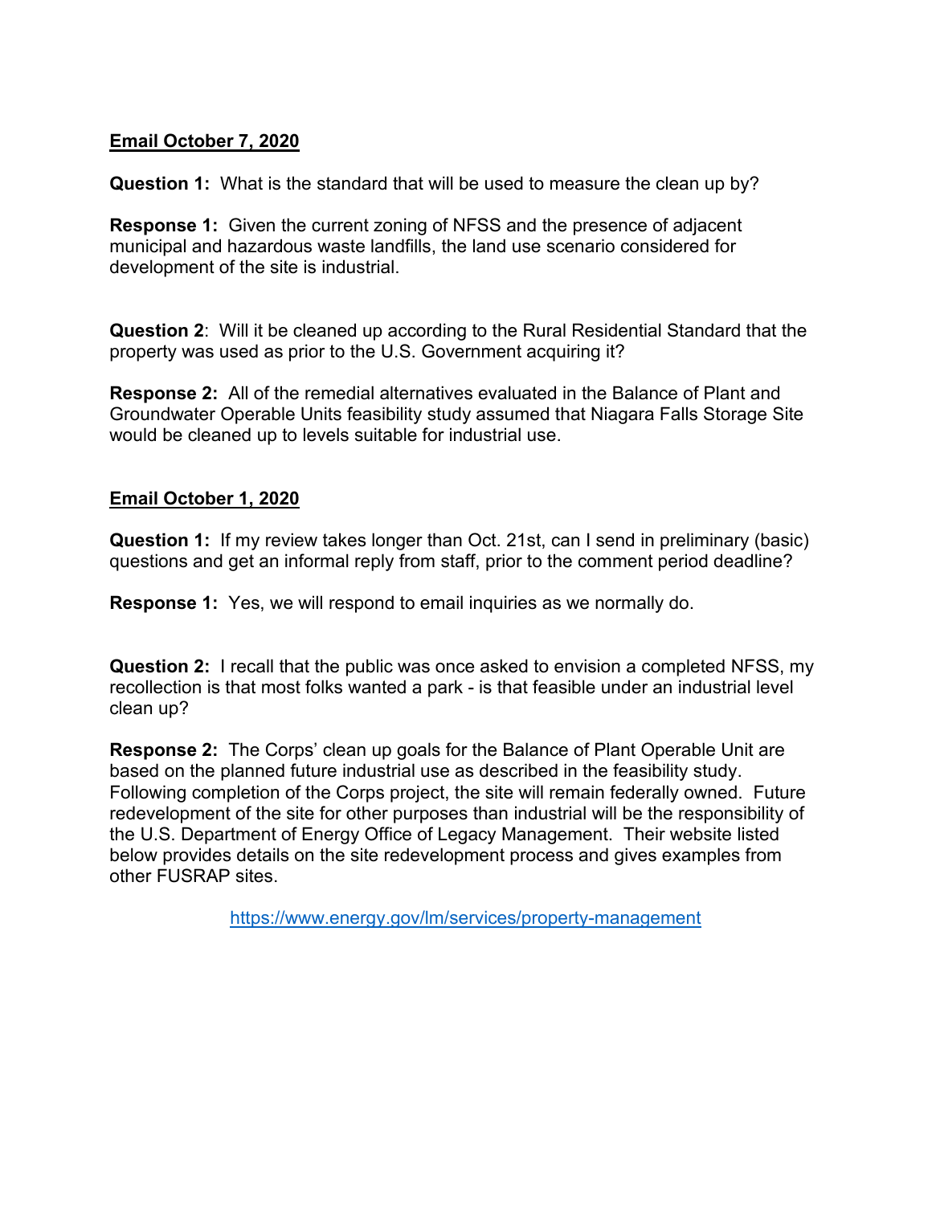**Email October 7, 2020**

**Question 1:** What is the standard that will be used to measure the clean up by?

**Response 1:** Given the current zoning of NFSS and the presence of adjacent municipal and hazardous waste landfills, the land use scenario considered for development of the site is industrial.

**Question 2**: Will it be cleaned up according to the Rural Residential Standard that the property was used as prior to the U.S. Government acquiring it?

**Response 2:** All of the remedial alternatives evaluated in the Balance of Plant and Groundwater Operable Units feasibility study assumed that Niagara Falls Storage Site would be cleaned up to levels suitable for industrial use.

**Email October 1, 2020**

**Question 1:** If my review takes longer than Oct. 21st, can I send in preliminary (basic) questions and get an informal reply from staff, prior to the comment period deadline?

**Response 1:** Yes, we will respond to email inquiries as we normally do.

**Question 2:** I recall that the public was once asked to envision a completed NFSS, my recollection is that most folks wanted a park - is that feasible under an industrial level clean up?

**Response 2:** The Corps' clean up goals for the Balance of Plant Operable Unit are based on the planned future industrial use as described in the feasibility study. Following completion of the Corps project, the site will remain federally owned. Future redevelopment of the site for other purposes than industrial will be the responsibility of the U.S. Department of Energy Office of Legacy Management. Their website listed below provides details on the site redevelopment process and gives examples from other FUSRAP sites.

https://www.energy.gov/lm/services/property-management